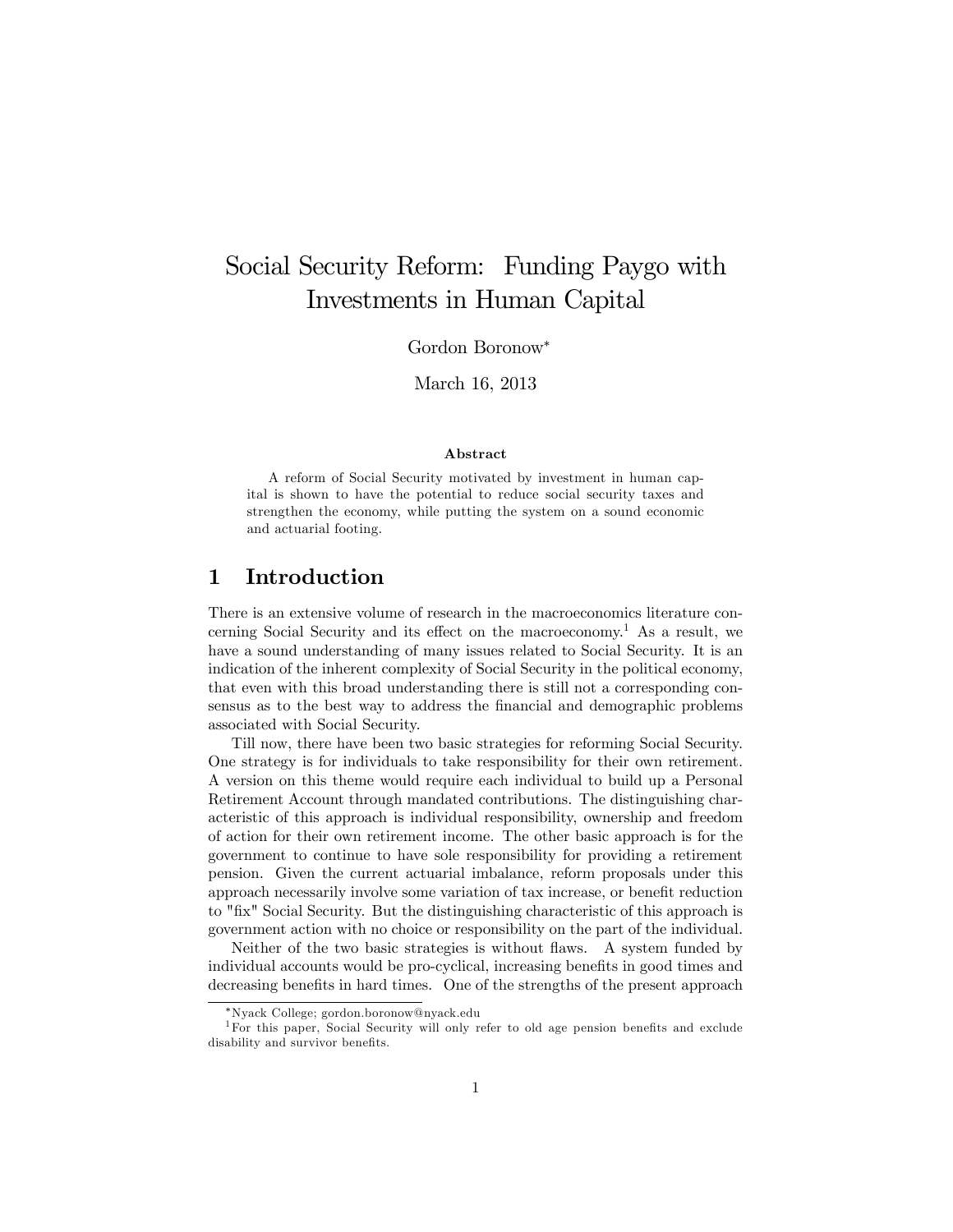# Social Security Reform: Funding Paygo with Investments in Human Capital

Gordon Boronow*

March 16, 2013

**Abstract**

A reform of Social Security motivated by investment in human capital is shown to have the potential to reduce social security taxes and strengthen the economy, while putting the system on a sound economic and actuarial footing.

## 1 Introduction

There is an extensive volume of research in the macroeconomics literature concerning Social Security and its effect on the macroeconomy.[1] As a result, we have a sound understanding of many issues related to Social Security. It is an indication of the inherent complexity of Social Security in the political economy, that even with this broad understanding there is still not a corresponding consensus as to the best way to address the financial and demographic problems associated with Social Security.

Till now, there have been two basic strategies for reforming Social Security. One strategy is for individuals to take responsibility for their own retirement. A version on this theme would require each individual to build up a Personal Retirement Account through mandated contributions. The distinguishing characteristic of this approach is individual responsibility, ownership and freedom of action for their own retirement income. The other basic approach is for the government to continue to have sole responsibility for providing a retirement pension. Given the current actuarial imbalance, reform proposals under this approach necessarily involve some variation of tax increase, or benefit reduction to "fix" Social Security. But the distinguishing characteristic of this approach is government action with no choice or responsibility on the part of the individual.

Neither of the two basic strategies is without flaws. A system funded by individual accounts would be pro-cyclical, increasing benefits in good times and decreasing benefits in hard times. One of the strengths of the present approach

*Nyack College; gordon.boronow@nyack.edu

[1] For this paper, Social Security will only refer to old age pension benefits and exclude disability and survivor benefits.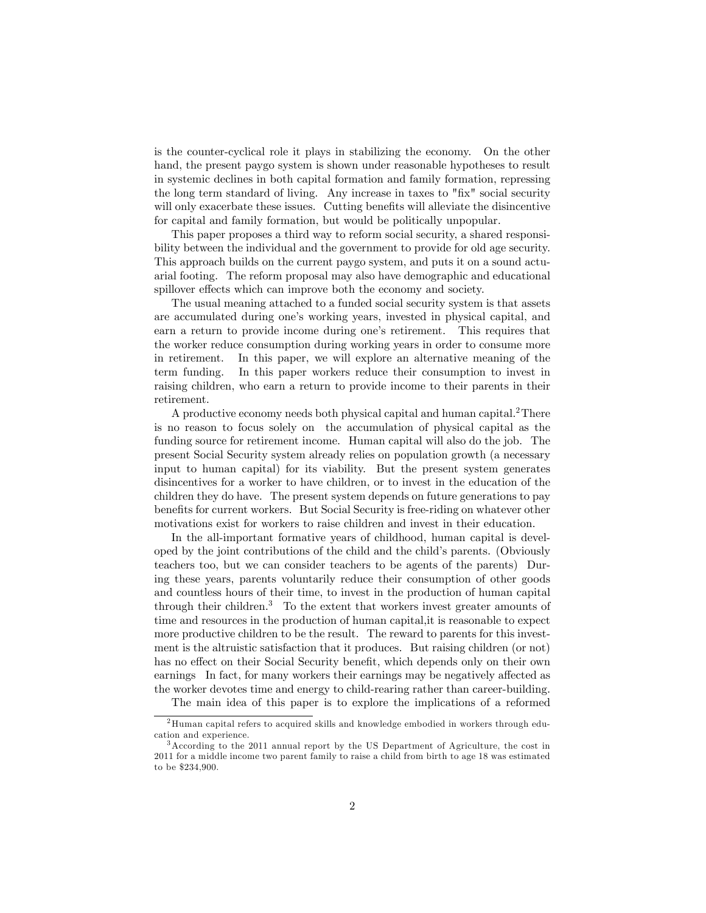is the counter-cyclical role it plays in stabilizing the economy. On the other hand, the present paygo system is shown under reasonable hypotheses to result in systemic declines in both capital formation and family formation, repressing the long term standard of living. Any increase in taxes to "fix" social security will only exacerbate these issues. Cutting benefits will alleviate the disincentive for capital and family formation, but would be politically unpopular.

This paper proposes a third way to reform social security, a shared responsibility between the individual and the government to provide for old age security. This approach builds on the current paygo system, and puts it on a sound actuarial footing. The reform proposal may also have demographic and educational spillover effects which can improve both the economy and society.

The usual meaning attached to a funded social security system is that assets are accumulated during one's working years, invested in physical capital, and earn a return to provide income during one's retirement. This requires that the worker reduce consumption during working years in order to consume more in retirement. In this paper, we will explore an alternative meaning of the term funding. In this paper workers reduce their consumption to invest in raising children, who earn a return to provide income to their parents in their retirement.

A productive economy needs both physical capital and human capital.[2] There is no reason to focus solely on the accumulation of physical capital as the funding source for retirement income. Human capital will also do the job. The present Social Security system already relies on population growth (a necessary input to human capital) for its viability. But the present system generates disincentives for a worker to have children, or to invest in the education of the children they do have. The present system depends on future generations to pay benefits for current workers. But Social Security is free-riding on whatever other motivations exist for workers to raise children and invest in their education.

In the all-important formative years of childhood, human capital is developed by the joint contributions of the child and the child's parents. (Obviously teachers too, but we can consider teachers to be agents of the parents) During these years, parents voluntarily reduce their consumption of other goods and countless hours of their time, to invest in the production of human capital through their children.[3] To the extent that workers invest greater amounts of time and resources in the production of human capital,it is reasonable to expect more productive children to be the result. The reward to parents for this investment is the altruistic satisfaction that it produces. But raising children (or not) has no effect on their Social Security benefit, which depends only on their own earnings In fact, for many workers their earnings may be negatively affected as the worker devotes time and energy to child-rearing rather than career-building.

The main idea of this paper is to explore the implications of a reformed

[2] Human capital refers to acquired skills and knowledge embodied in workers through education and experience.

[3] According to the 2011 annual report by the US Department of Agriculture, the cost in 2011 for a middle income two parent family to raise a child from birth to age 18 was estimated to be $234,900.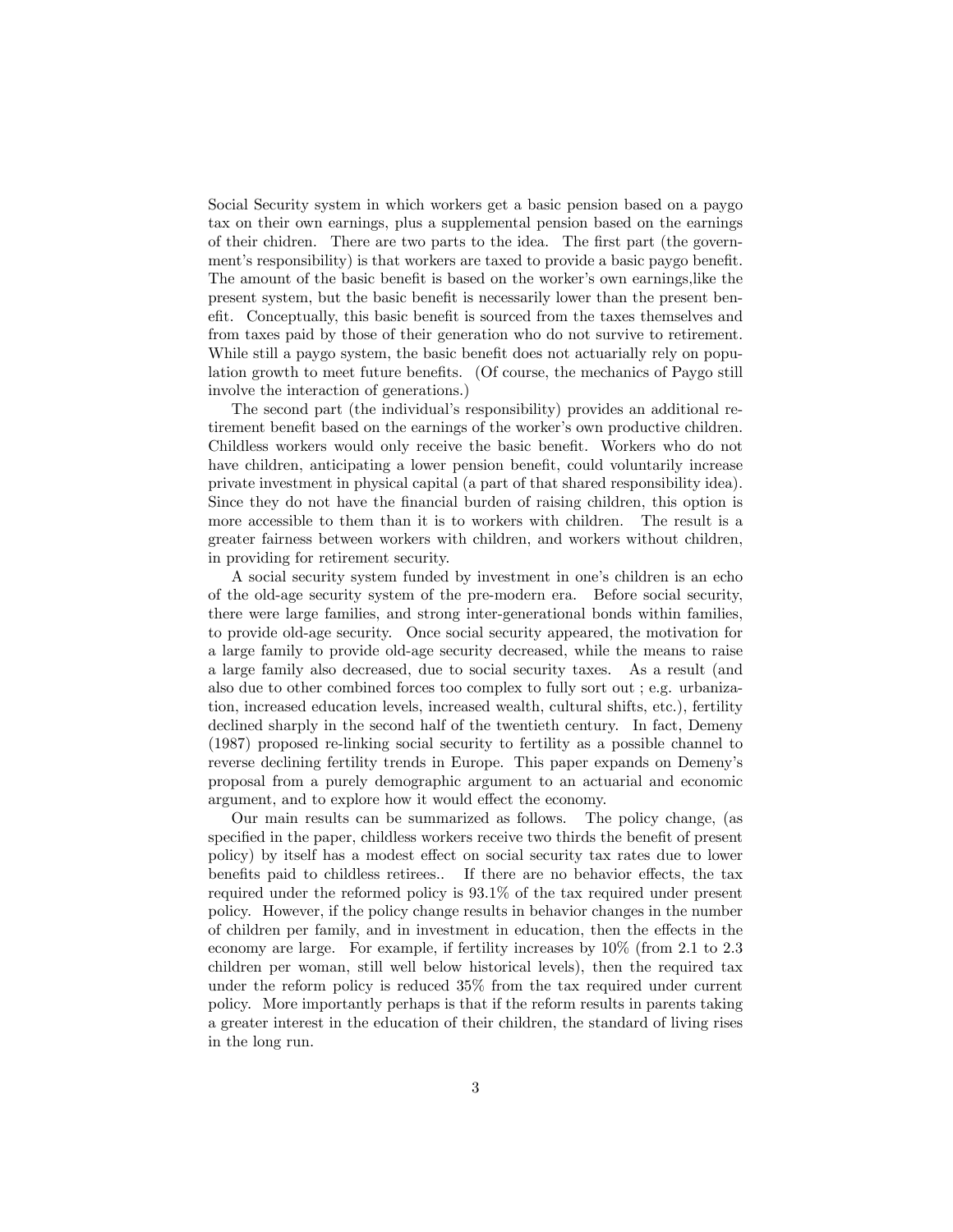Social Security system in which workers get a basic pension based on a paygo tax on their own earnings, plus a supplemental pension based on the earnings of their chidren. There are two parts to the idea. The first part (the government's responsibility) is that workers are taxed to provide a basic paygo benefit. The amount of the basic benefit is based on the worker's own earnings,like the present system, but the basic benefit is necessarily lower than the present benefit. Conceptually, this basic benefit is sourced from the taxes themselves and from taxes paid by those of their generation who do not survive to retirement. While still a paygo system, the basic benefit does not actuarially rely on population growth to meet future benefits. (Of course, the mechanics of Paygo still involve the interaction of generations.)

The second part (the individual's responsibility) provides an additional retirement benefit based on the earnings of the worker's own productive children. Childless workers would only receive the basic benefit. Workers who do not have children, anticipating a lower pension benefit, could voluntarily increase private investment in physical capital (a part of that shared responsibility idea). Since they do not have the financial burden of raising children, this option is more accessible to them than it is to workers with children. The result is a greater fairness between workers with children, and workers without children, in providing for retirement security.

A social security system funded by investment in one's children is an echo of the old-age security system of the pre-modern era. Before social security, there were large families, and strong inter-generational bonds within families, to provide old-age security. Once social security appeared, the motivation for a large family to provide old-age security decreased, while the means to raise a large family also decreased, due to social security taxes. As a result (and also due to other combined forces too complex to fully sort out ; e.g. urbanization, increased education levels, increased wealth, cultural shifts, etc.), fertility declined sharply in the second half of the twentieth century. In fact, Demeny (1987) proposed re-linking social security to fertility as a possible channel to reverse declining fertility trends in Europe. This paper expands on Demeny's proposal from a purely demographic argument to an actuarial and economic argument, and to explore how it would effect the economy.

Our main results can be summarized as follows. The policy change, (as specified in the paper, childless workers receive two thirds the benefit of present policy) by itself has a modest effect on social security tax rates due to lower benefits paid to childless retirees.. If there are no behavior effects, the tax required under the reformed policy is 93.1% of the tax required under present policy. However, if the policy change results in behavior changes in the number of children per family, and in investment in education, then the effects in the economy are large. For example, if fertility increases by 10% (from 2.1 to 2.3 children per woman, still well below historical levels), then the required tax under the reform policy is reduced 35% from the tax required under current policy. More importantly perhaps is that if the reform results in parents taking a greater interest in the education of their children, the standard of living rises in the long run.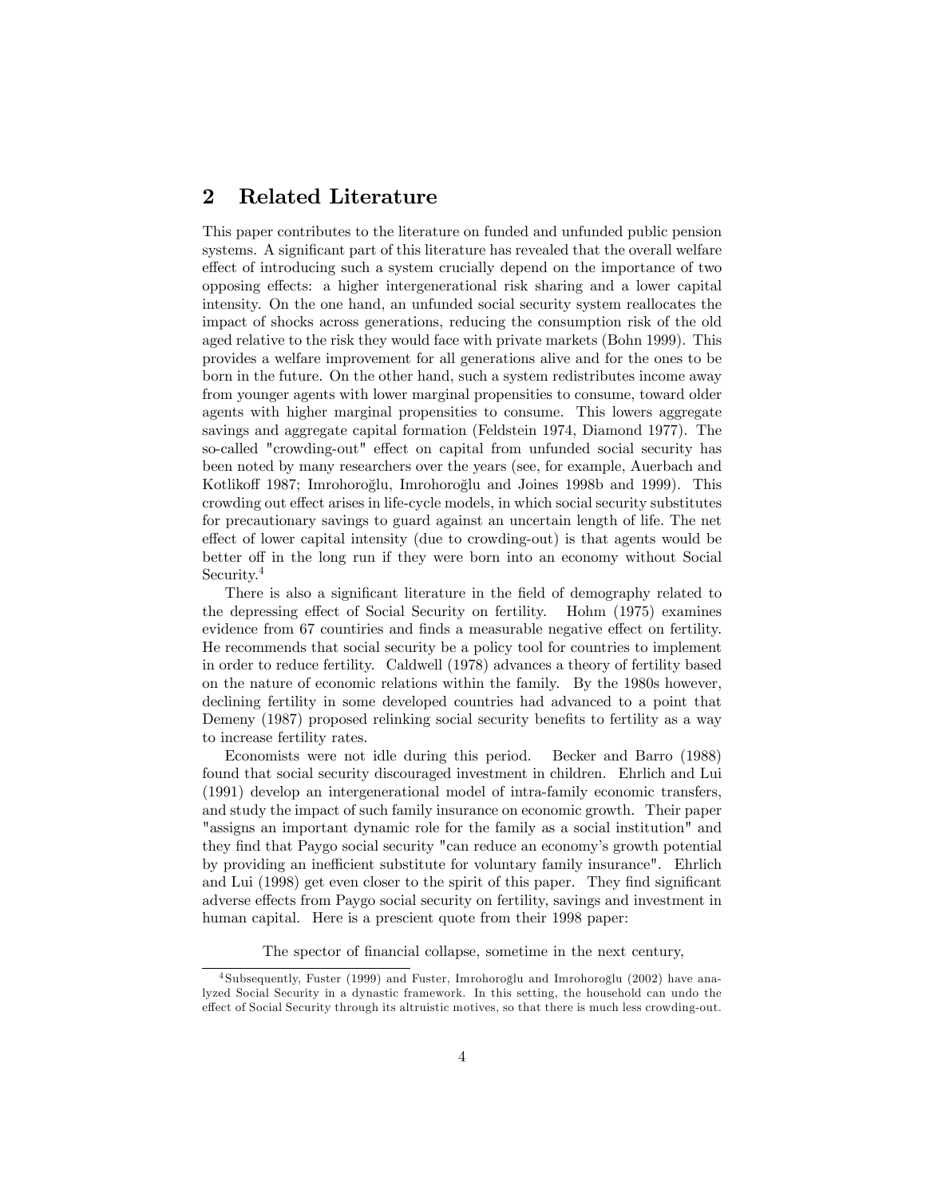## 2 Related Literature

This paper contributes to the literature on funded and unfunded public pension systems. A significant part of this literature has revealed that the overall welfare effect of introducing such a system crucially depend on the importance of two opposing effects: a higher intergenerational risk sharing and a lower capital intensity. On the one hand, an unfunded social security system reallocates the impact of shocks across generations, reducing the consumption risk of the old aged relative to the risk they would face with private markets (Bohn 1999). This provides a welfare improvement for all generations alive and for the ones to be born in the future. On the other hand, such a system redistributes income away from younger agents with lower marginal propensities to consume, toward older agents with higher marginal propensities to consume. This lowers aggregate savings and aggregate capital formation (Feldstein 1974, Diamond 1977). The so-called "crowding-out" effect on capital from unfunded social security has been noted by many researchers over the years (see, for example, Auerbach and Kotlikoff 1987; Imrohoroğlu, Imrohoroğlu and Joines 1998b and 1999). This crowding out effect arises in life-cycle models, in which social security substitutes for precautionary savings to guard against an uncertain length of life. The net effect of lower capital intensity (due to crowding-out) is that agents would be better off in the long run if they were born into an economy without Social Security.[4]

There is also a significant literature in the field of demography related to the depressing effect of Social Security on fertility. Hohm (1975) examines evidence from 67 countries and finds a measurable negative effect on fertility. He recommends that social security be a policy tool for countries to implement in order to reduce fertility. Caldwell (1978) advances a theory of fertility based on the nature of economic relations within the family. By the 1980s however, declining fertility in some developed countries had advanced to a point that Demeny (1987) proposed relinking social security benefits to fertility as a way to increase fertility rates.

Economists were not idle during this period. Becker and Barro (1988) found that social security discouraged investment in children. Ehrlich and Lui (1991) develop an intergenerational model of intra-family economic transfers, and study the impact of such family insurance on economic growth. Their paper "assigns an important dynamic role for the family as a social institution" and they find that Paygo social security "can reduce an economy's growth potential by providing an inefficient substitute for voluntary family insurance". Ehrlich and Lui (1998) get even closer to the spirit of this paper. They find significant adverse effects from Paygo social security on fertility, savings and investment in human capital. Here is a prescient quote from their 1998 paper:

> The spector of financial collapse, sometime in the next century,

[4] Subsequently, Fuster (1999) and Fuster, Imrohoroğlu and Imrohoroğlu (2002) have analyzed Social Security in a dynastic framework. In this setting, the household can undo the effect of Social Security through its altruistic motives, so that there is much less crowding-out.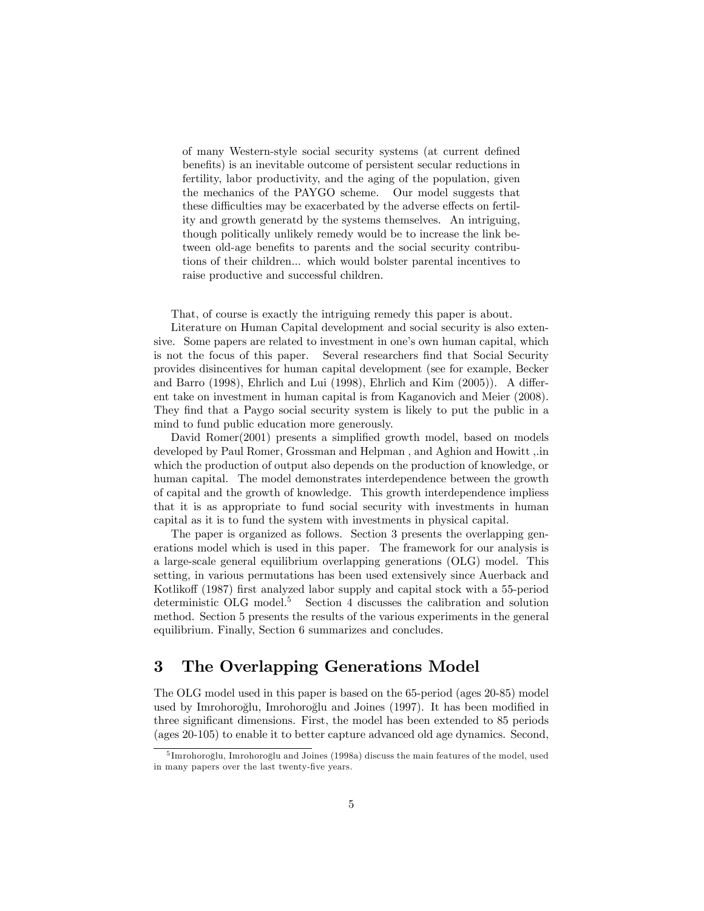> of many Western-style social security systems (at current defined benefits) is an inevitable outcome of persistent secular reductions in fertility, labor productivity, and the aging of the population, given the mechanics of the PAYGO scheme. Our model suggests that these difficulties may be exacerbated by the adverse effects on fertility and growth generatd by the systems themselves. An intriguing, though politically unlikely remedy would be to increase the link between old-age benefits to parents and the social security contributions of their children... which would bolster parental incentives to raise productive and successful children.

That, of course is exactly the intriguing remedy this paper is about.

Literature on Human Capital development and social security is also extensive. Some papers are related to investment in one's own human capital, which is not the focus of this paper. Several researchers find that Social Security provides disincentives for human capital development (see for example, Becker and Barro (1998), Ehrlich and Lui (1998), Ehrlich and Kim (2005)). A different take on investment in human capital is from Kaganovich and Meier (2008). They find that a Paygo social security system is likely to put the public in a mind to fund public education more generously.

David Romer(2001) presents a simplified growth model, based on models developed by Paul Romer, Grossman and Helpman , and Aghion and Howitt ,.in which the production of output also depends on the production of knowledge, or human capital. The model demonstrates interdependence between the growth of capital and the growth of knowledge. This growth interdependence impliess that it is as appropriate to fund social security with investments in human capital as it is to fund the system with investments in physical capital.

The paper is organized as follows. Section 3 presents the overlapping generations model which is used in this paper. The framework for our analysis is a large-scale general equilibrium overlapping generations (OLG) model. This setting, in various permutations has been used extensively since Auerback and Kotlikoff (1987) first analyzed labor supply and capital stock with a 55-period deterministic OLG model.[5] Section 4 discusses the calibration and solution method. Section 5 presents the results of the various experiments in the general equilibrium. Finally, Section 6 summarizes and concludes.

# 3 The Overlapping Generations Model

The OLG model used in this paper is based on the 65-period (ages 20-85) model used by Imrohoroğlu, Imrohoroğlu and Joines (1997). It has been modified in three significant dimensions. First, the model has been extended to 85 periods (ages 20-105) to enable it to better capture advanced old age dynamics. Second,

[5] Imrohoroğlu, Imrohoroğlu and Joines (1998a) discuss the main features of the model, used in many papers over the last twenty-five years.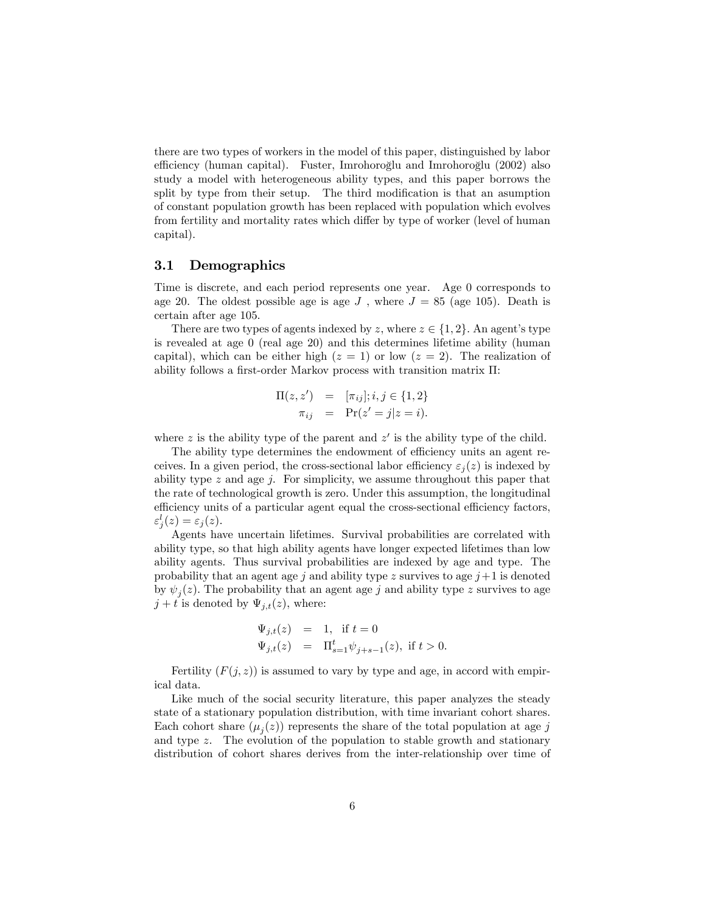there are two types of workers in the model of this paper, distinguished by labor efficiency (human capital). Fuster, Imrohoroğlu and Imrohoroğlu (2002) also study a model with heterogeneous ability types, and this paper borrows the split by type from their setup. The third modification is that an asumption of constant population growth has been replaced with population which evolves from fertility and mortality rates which differ by type of worker (level of human capital).

### 3.1 Demographics

Time is discrete, and each period represents one year. Age 0 corresponds to age 20. The oldest possible age is age $J$ , where $J = 85$ (age 105). Death is certain after age 105.

There are two types of agents indexed by $z$, where $z \in \{1, 2\}$. An agent's type is revealed at age 0 (real age 20) and this determines lifetime ability (human capital), which can be either high ($z = 1$) or low ($z = 2$). The realization of ability follows a first-order Markov process with transition matrix $\Pi$:

$$
\begin{aligned}
\Pi(z, z') &= [\pi_{ij}]; i, j \in \{1, 2\} \\
\pi_{ij} &= \Pr(z' = j | z = i).
\end{aligned}
$$

where $z$ is the ability type of the parent and $z'$ is the ability type of the child.

The ability type determines the endowment of efficiency units an agent receives. In a given period, the cross-sectional labor efficiency $\varepsilon_j(z)$ is indexed by ability type $z$ and age $j$. For simplicity, we assume throughout this paper that the rate of technological growth is zero. Under this assumption, the longitudinal efficiency units of a particular agent equal the cross-sectional efficiency factors, $\varepsilon^l_j(z) = \varepsilon_j(z)$.

Agents have uncertain lifetimes. Survival probabilities are correlated with ability type, so that high ability agents have longer expected lifetimes than low ability agents. Thus survival probabilities are indexed by age and type. The probability that an agent age $j$ and ability type $z$ survives to age $j+1$ is denoted by $\psi_j(z)$. The probability that an agent age $j$ and ability type $z$ survives to age $j + t$ is denoted by $\Psi_{j,t}(z)$, where:

$$
\begin{aligned}
\Psi_{j,t}(z) &= 1, \text{ if } t = 0 \\
\Psi_{j,t}(z) &= \Pi^t_{s=1} \psi_{j+s-1}(z), \text{ if } t > 0.
\end{aligned}
$$

Fertility ($F(j, z)$) is assumed to vary by type and age, in accord with empirical data.

Like much of the social security literature, this paper analyzes the steady state of a stationary population distribution, with time invariant cohort shares. Each cohort share ($\mu_j(z)$) represents the share of the total population at age $j$ and type $z$. The evolution of the population to stable growth and stationary distribution of cohort shares derives from the inter-relationship over time of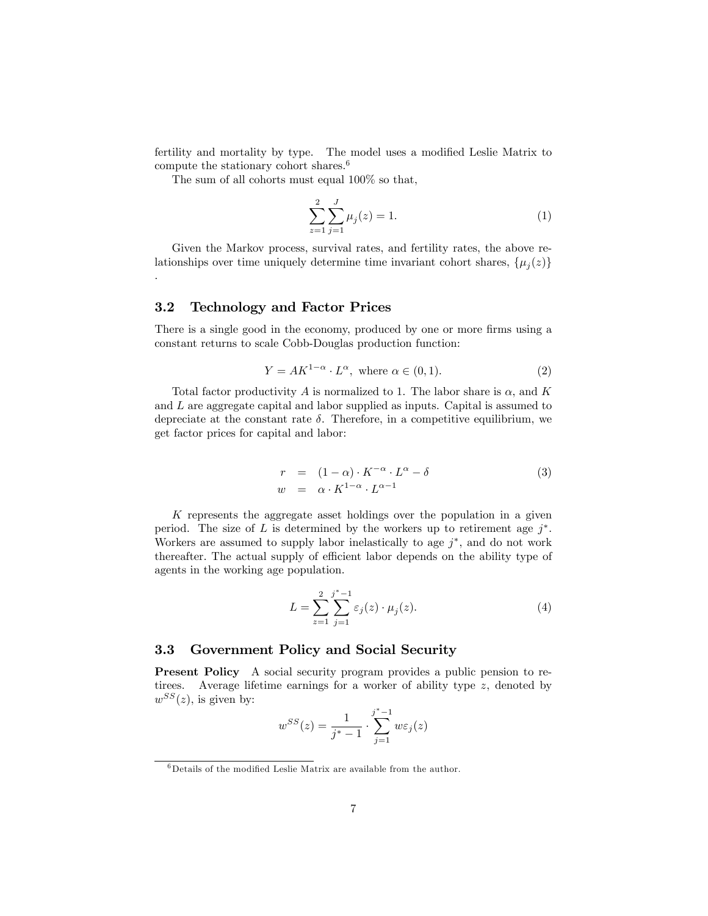fertility and mortality by type. The model uses a modified Leslie Matrix to compute the stationary cohort shares.[6]

The sum of all cohorts must equal 100% so that,

$$\sum_{z=1}^{2} \sum_{j=1}^{J} \mu_j(z) = 1. \tag{1}$$

Given the Markov process, survival rates, and fertility rates, the above relationships over time uniquely determine time invariant cohort shares, $\{\mu_j(z)\}$ .

### 3.2 Technology and Factor Prices

There is a single good in the economy, produced by one or more firms using a constant returns to scale Cobb-Douglas production function:

$$Y = AK^{1-\alpha} \cdot L^{\alpha}, \text{ where } \alpha \in (0, 1). \tag{2}$$

Total factor productivity $A$ is normalized to 1. The labor share is $\alpha$, and $K$ and $L$ are aggregate capital and labor supplied as inputs. Capital is assumed to depreciate at the constant rate $\delta$. Therefore, in a competitive equilibrium, we get factor prices for capital and labor:

$$\begin{aligned} r &= (1-\alpha) \cdot K^{-\alpha} \cdot L^{\alpha} - \delta \\ w &= \alpha \cdot K^{1-\alpha} \cdot L^{\alpha-1} \end{aligned} \tag{3}$$

$K$ represents the aggregate asset holdings over the population in a given period. The size of $L$ is determined by the workers up to retirement age $j^*$. Workers are assumed to supply labor inelastically to age $j^*$, and do not work thereafter. The actual supply of efficient labor depends on the ability type of agents in the working age population.

$$L = \sum_{z=1}^{2} \sum_{j=1}^{j^*-1} \varepsilon_j(z) \cdot \mu_j(z). \tag{4}$$

### 3.3 Government Policy and Social Security

**Present Policy** A social security program provides a public pension to retirees. Average lifetime earnings for a worker of ability type $z$, denoted by $w^{SS}(z)$, is given by:

$$w^{SS}(z) = \frac{1}{j^* - 1} \cdot \sum_{j=1}^{j^*-1} w\varepsilon_j(z)$$

[6] Details of the modified Leslie Matrix are available from the author.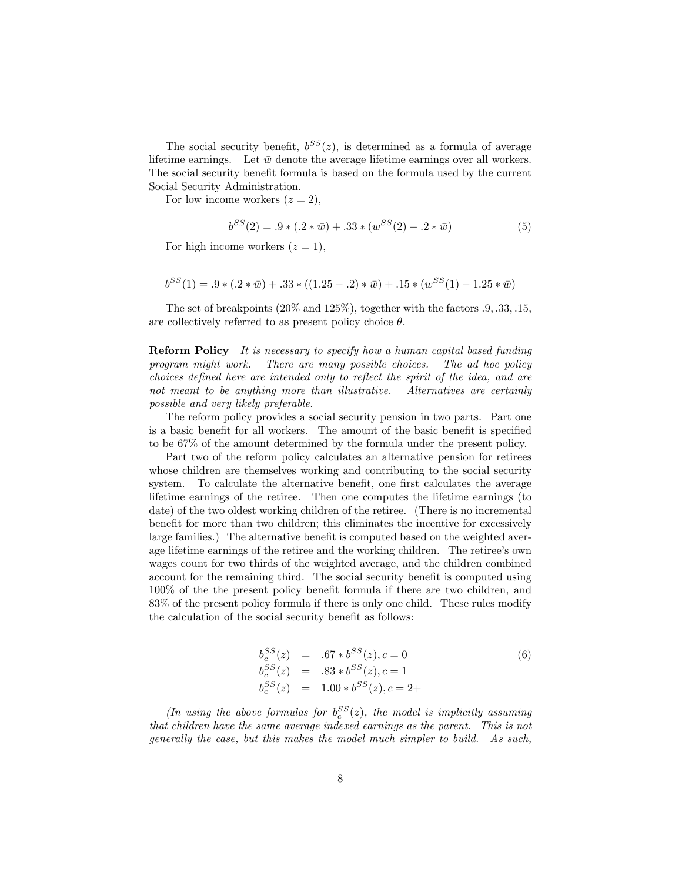The social security benefit, $b^{SS}(z)$, is determined as a formula of average lifetime earnings. Let $\bar{w}$ denote the average lifetime earnings over all workers. The social security benefit formula is based on the formula used by the current Social Security Administration.

For low income workers ($z = 2$),

$$b^{SS}(2) = .9 * (.2 * \bar{w}) + .33 * (w^{SS}(2) - .2 * \bar{w}) \tag{5}$$

For high income workers ($z = 1$),

$$b^{SS}(1) = .9 * (.2 * \bar{w}) + .33 * ((1.25 - .2) * \bar{w}) + .15 * (w^{SS}(1) - 1.25 * \bar{w})$$

The set of breakpoints (20% and 125%), together with the factors .9, .33, .15, are collectively referred to as present policy choice $\theta$.

**Reform Policy** *It is necessary to specify how a human capital based funding program might work. There are many possible choices. The ad hoc policy choices defined here are intended only to reflect the spirit of the idea, and are not meant to be anything more than illustrative. Alternatives are certainly possible and very likely preferable.*

The reform policy provides a social security pension in two parts. Part one is a basic benefit for all workers. The amount of the basic benefit is specified to be 67% of the amount determined by the formula under the present policy.

Part two of the reform policy calculates an alternative pension for retirees whose children are themselves working and contributing to the social security system. To calculate the alternative benefit, one first calculates the average lifetime earnings of the retiree. Then one computes the lifetime earnings (to date) of the two oldest working children of the retiree. (There is no incremental benefit for more than two children; this eliminates the incentive for excessively large families.) The alternative benefit is computed based on the weighted average lifetime earnings of the retiree and the working children. The retiree's own wages count for two thirds of the weighted average, and the children combined account for the remaining third. The social security benefit is computed using 100% of the the present policy benefit formula if there are two children, and 83% of the present policy formula if there is only one child. These rules modify the calculation of the social security benefit as follows:

$$\begin{aligned}
b_c^{SS}(z) &= .67 * b^{SS}(z), c = 0 \\
b_c^{SS}(z) &= .83 * b^{SS}(z), c = 1 \\
b_c^{SS}(z) &= 1.00 * b^{SS}(z), c = 2+
\end{aligned} \tag{6}$$

*(In using the above formulas for $b_c^{SS}(z)$, the model is implicitly assuming that children have the same average indexed earnings as the parent. This is not generally the case, but this makes the model much simpler to build. As such,*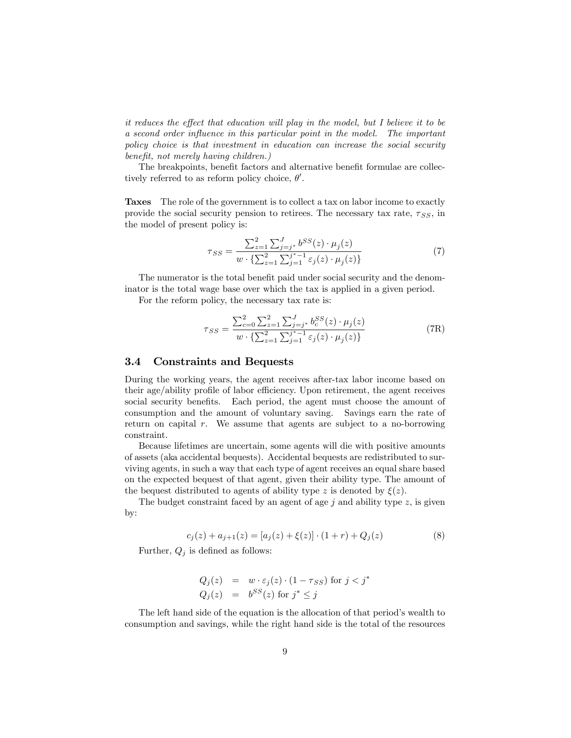*it reduces the effect that education will play in the model, but I believe it to be a second order influence in this particular point in the model. The important policy choice is that investment in education can increase the social security benefit, not merely having children.)*

The breakpoints, benefit factors and alternative benefit formulae are collectively referred to as reform policy choice, $\theta'$.

**Taxes** The role of the government is to collect a tax on labor income to exactly provide the social security pension to retirees. The necessary tax rate, $\tau_{SS}$, in the model of present policy is:

$$\tau_{SS} = \frac{\sum_{z=1}^{2} \sum_{j=j^*}^{J} b^{SS}(z) \cdot \mu_j(z)}{w \cdot \{\sum_{z=1}^{2} \sum_{j=1}^{j^*-1} \varepsilon_j(z) \cdot \mu_j(z)\}} \tag{7}$$

The numerator is the total benefit paid under social security and the denominator is the total wage base over which the tax is applied in a given period.

For the reform policy, the necessary tax rate is:

$$\tau_{SS} = \frac{\sum_{c=0}^{2} \sum_{z=1}^{2} \sum_{j=j^*}^{J} b_c^{SS}(z) \cdot \mu_j(z)}{w \cdot \{\sum_{z=1}^{2} \sum_{j=1}^{j^*-1} \varepsilon_j(z) \cdot \mu_j(z)\}} \tag{7R}$$

## 3.4 Constraints and Bequests

During the working years, the agent receives after-tax labor income based on their age/ability profile of labor efficiency. Upon retirement, the agent receives social security benefits. Each period, the agent must choose the amount of consumption and the amount of voluntary saving. Savings earn the rate of return on capital $r$. We assume that agents are subject to a no-borrowing constraint.

Because lifetimes are uncertain, some agents will die with positive amounts of assets (aka accidental bequests). Accidental bequests are redistributed to surviving agents, in such a way that each type of agent receives an equal share based on the expected bequest of that agent, given their ability type. The amount of the bequest distributed to agents of ability type $z$ is denoted by $\xi(z)$.

The budget constraint faced by an agent of age $j$ and ability type $z$, is given by:

$$c_j(z) + a_{j+1}(z) = [a_j(z) + \xi(z)] \cdot (1 + r) + Q_j(z) \tag{8}$$

Further, $Q_j$ is defined as follows:

$$\begin{aligned} Q_j(z) &= w \cdot \varepsilon_j(z) \cdot (1 - \tau_{SS}) \text{ for } j < j^* \\ Q_j(z) &= b^{SS}(z) \text{ for } j^* \leq j \end{aligned}$$

The left hand side of the equation is the allocation of that period's wealth to consumption and savings, while the right hand side is the total of the resources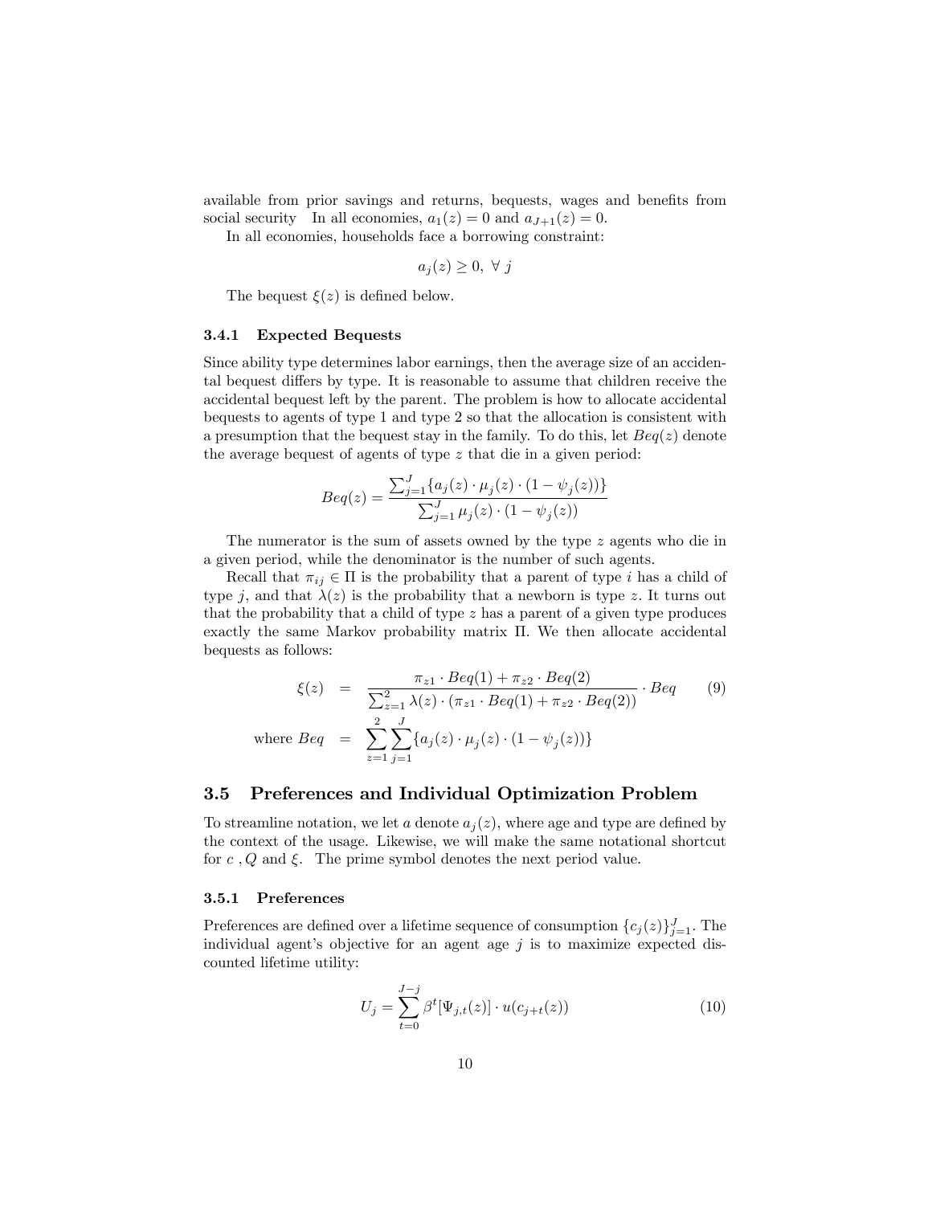available from prior savings and returns, bequests, wages and benefits from social security In all economies, $a_1(z) = 0$ and $a_{J+1}(z) = 0$.

In all economies, households face a borrowing constraint:

$$a_j(z) \geq 0, \ \forall \ j$$

The bequest $\xi(z)$ is defined below.

### 3.4.1 Expected Bequests

Since ability type determines labor earnings, then the average size of an accidental bequest differs by type. It is reasonable to assume that children receive the accidental bequest left by the parent. The problem is how to allocate accidental bequests to agents of type 1 and type 2 so that the allocation is consistent with a presumption that the bequest stay in the family. To do this, let $Beq(z)$ denote the average bequest of agents of type $z$ that die in a given period:

$$Beq(z) = \frac{\sum_{j=1}^{J}\{a_j(z) \cdot \mu_j(z) \cdot (1 - \psi_j(z))\}}{\sum_{j=1}^{J} \mu_j(z) \cdot (1 - \psi_j(z))}$$

The numerator is the sum of assets owned by the type $z$ agents who die in a given period, while the denominator is the number of such agents.

Recall that $\pi_{ij} \in \Pi$ is the probability that a parent of type $i$ has a child of type $j$, and that $\lambda(z)$ is the probability that a newborn is type $z$. It turns out that the probability that a child of type $z$ has a parent of a given type produces exactly the same Markov probability matrix $\Pi$. We then allocate accidental bequests as follows:

$$\begin{aligned} \xi(z) &= \frac{\pi_{z1} \cdot Beq(1) + \pi_{z2} \cdot Beq(2)}{\sum_{z=1}^{2} \lambda(z) \cdot (\pi_{z1} \cdot Beq(1) + \pi_{z2} \cdot Beq(2))} \cdot Beq \qquad (9) \\ \text{where } Beq &= \sum_{z=1}^{2} \sum_{j=1}^{J} \{a_j(z) \cdot \mu_j(z) \cdot (1 - \psi_j(z))\} \end{aligned}$$

## 3.5 Preferences and Individual Optimization Problem

To streamline notation, we let $a$ denote $a_j(z)$, where age and type are defined by the context of the usage. Likewise, we will make the same notational shortcut for $c$ , $Q$ and $\xi$. The prime symbol denotes the next period value.

### 3.5.1 Preferences

Preferences are defined over a lifetime sequence of consumption $\{c_j(z)\}_{j=1}^{J}$. The individual agent's objective for an agent age $j$ is to maximize expected discounted lifetime utility:

$$U_j = \sum_{t=0}^{J-j} \beta^t [\Psi_{j,t}(z)] \cdot u(c_{j+t}(z)) \qquad (10)$$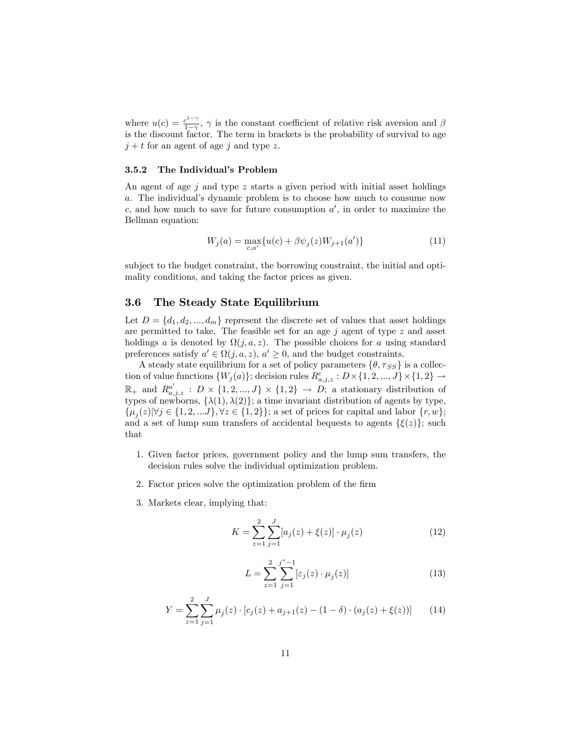where $u(c) = \frac{c^{1-\gamma}}{1-\gamma}$, $\gamma$ is the constant coefficient of relative risk aversion and $\beta$ is the discount factor. The term in brackets is the probability of survival to age $j+t$ for an agent of age $j$ and type $z$.

#### 3.5.2 The Individual's Problem

An agent of age $j$ and type $z$ starts a given period with initial asset holdings $a$. The individual's dynamic problem is to choose how much to consume now $c$, and how much to save for future consumption $a'$, in order to maximize the Bellman equation:

$$W_j(a) = \max_{c,a'}\{u(c) + \beta\psi_j(z)W_{j+1}(a')\} \tag{11}$$

subject to the budget constraint, the borrowing constraint, the initial and optimality conditions, and taking the factor prices as given.

### 3.6 The Steady State Equilibrium

Let $D = \{d_1, d_2, ..., d_m\}$ represent the discrete set of values that asset holdings are permitted to take. The feasible set for an age $j$ agent of type $z$ and asset holdings $a$ is denoted by $\Omega(j, a, z)$. The possible choices for $a$ using standard preferences satisfy $a' \in \Omega(j, a, z)$, $a' \geq 0$, and the budget constraints.

A steady state equilibrium for a set of policy parameters $\{\theta, \tau_{SS}\}$ is a collection of value functions $\{W_j(a)\}$; decision rules $R^c_{a,j,z} : D \times \{1, 2, ..., J\} \times \{1, 2\} \rightarrow \mathbb{R}_+$ and $R^{a'}_{a,j,z} : D \times \{1, 2, ..., J\} \times \{1, 2\} \rightarrow D$; a stationary distribution of types of newborns, $\{\lambda(1), \lambda(2)\}$; a time invariant distribution of agents by type, $\{\mu_j(z) | \forall j \in \{1, 2, ...J\}, \forall z \in \{1, 2\}\}$; a set of prices for capital and labor $\{r, w\}$; and a set of lump sum transfers of accidental bequests to agents $\{\xi(z)\}$; such that

1. Given factor prices, government policy and the lump sum transfers, the decision rules solve the individual optimization problem.
2. Factor prices solve the optimization problem of the firm
3. Markets clear, implying that:

$$K = \sum_{z=1}^{2}\sum_{j=1}^{J}[a_j(z) + \xi(z)] \cdot \mu_j(z) \tag{12}$$

$$L = \sum_{z=1}^{2}\sum_{j=1}^{j^*-1}[\varepsilon_j(z) \cdot \mu_j(z)] \tag{13}$$

$$Y = \sum_{z=1}^{2}\sum_{j=1}^{J}\mu_j(z) \cdot [c_j(z) + a_{j+1}(z) - (1-\delta) \cdot (a_j(z) + \xi(z))] \tag{14}$$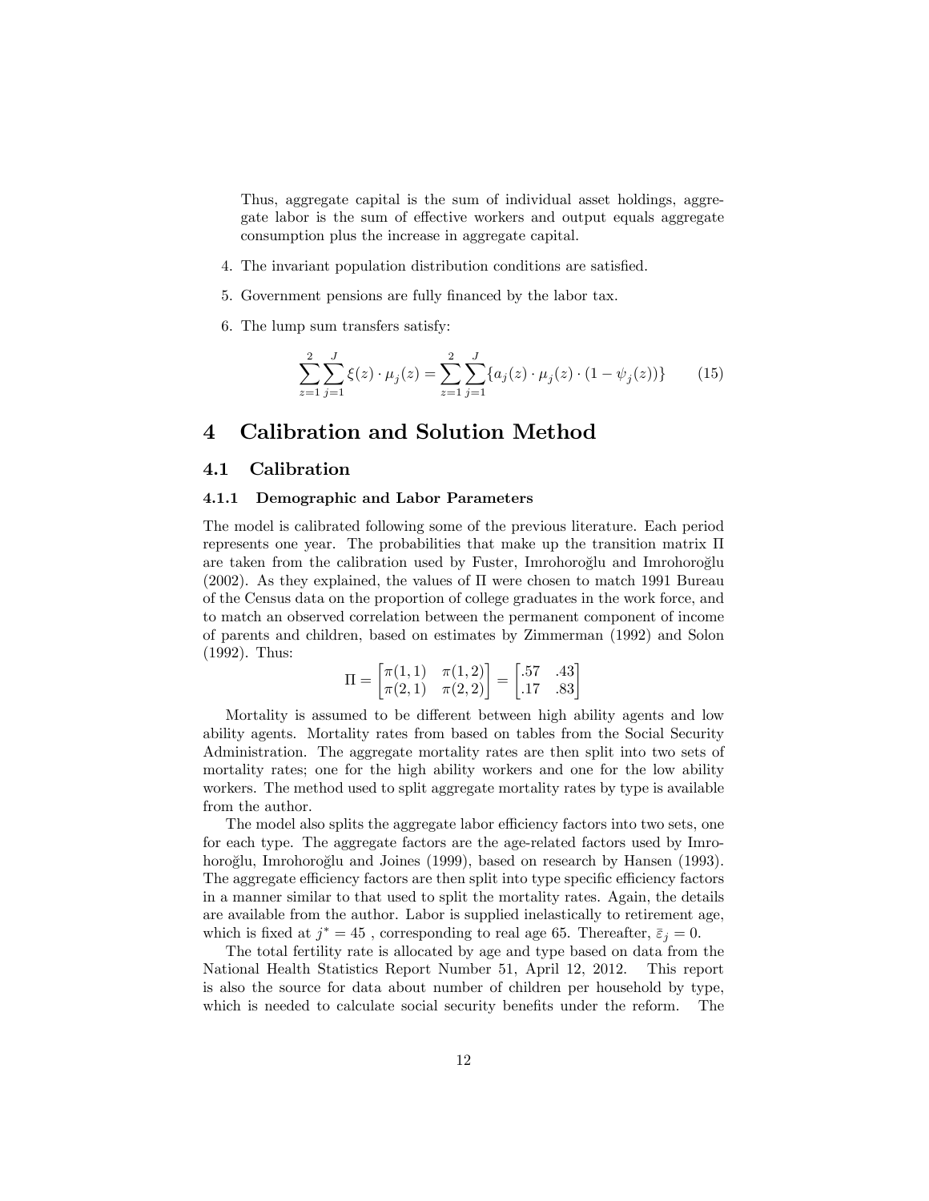Thus, aggregate capital is the sum of individual asset holdings, aggregate labor is the sum of effective workers and output equals aggregate consumption plus the increase in aggregate capital.

4. The invariant population distribution conditions are satisfied.

5. Government pensions are fully financed by the labor tax.

6. The lump sum transfers satisfy:

$$\sum_{z=1}^{2}\sum_{j=1}^{J}\xi(z)\cdot\mu_j(z)=\sum_{z=1}^{2}\sum_{j=1}^{J}\{a_j(z)\cdot\mu_j(z)\cdot(1-\psi_j(z))\} \tag{15}$$

# 4 Calibration and Solution Method

## 4.1 Calibration

### 4.1.1 Demographic and Labor Parameters

The model is calibrated following some of the previous literature. Each period represents one year. The probabilities that make up the transition matrix $\Pi$ are taken from the calibration used by Fuster, Imrohoroğlu and Imrohoroğlu (2002). As they explained, the values of $\Pi$ were chosen to match 1991 Bureau of the Census data on the proportion of college graduates in the work force, and to match an observed correlation between the permanent component of income of parents and children, based on estimates by Zimmerman (1992) and Solon (1992). Thus:

$$\Pi=\begin{bmatrix}\pi(1,1) & \pi(1,2)\\ \pi(2,1) & \pi(2,2)\end{bmatrix}=\begin{bmatrix}.57 & .43\\ .17 & .83\end{bmatrix}$$

Mortality is assumed to be different between high ability agents and low ability agents. Mortality rates from based on tables from the Social Security Administration. The aggregate mortality rates are then split into two sets of mortality rates; one for the high ability workers and one for the low ability workers. The method used to split aggregate mortality rates by type is available from the author.

The model also splits the aggregate labor efficiency factors into two sets, one for each type. The aggregate factors are the age-related factors used by Imrohoroğlu, Imrohoroğlu and Joines (1999), based on research by Hansen (1993). The aggregate efficiency factors are then split into type specific efficiency factors in a manner similar to that used to split the mortality rates. Again, the details are available from the author. Labor is supplied inelastically to retirement age, which is fixed at $j^* = 45$ , corresponding to real age 65. Thereafter, $\bar{\varepsilon}_j = 0$.

The total fertility rate is allocated by age and type based on data from the National Health Statistics Report Number 51, April 12, 2012. This report is also the source for data about number of children per household by type, which is needed to calculate social security benefits under the reform. The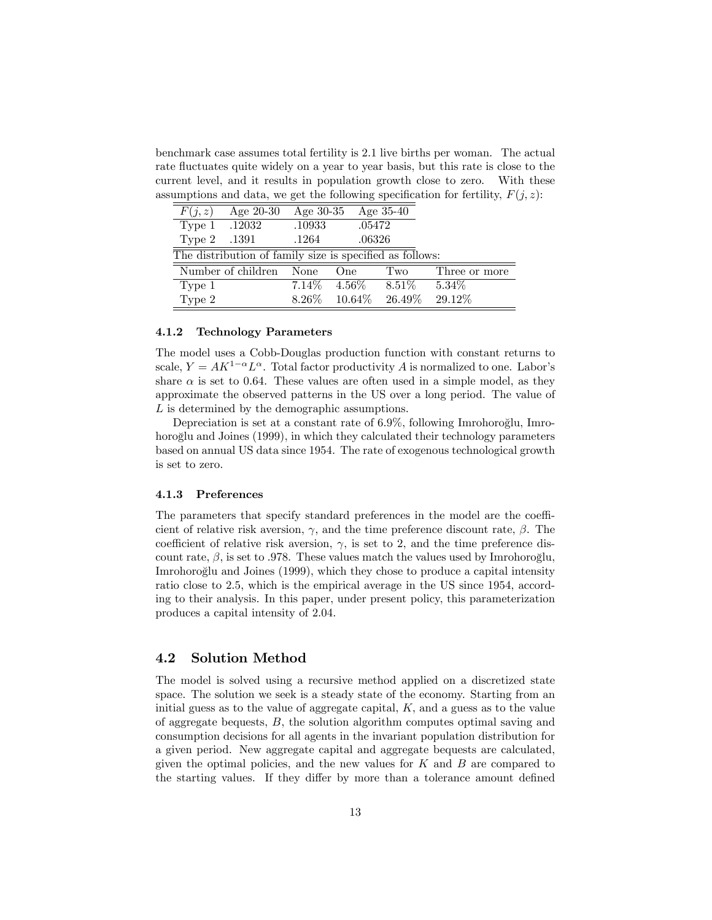benchmark case assumes total fertility is 2.1 live births per woman. The actual rate fluctuates quite widely on a year to year basis, but this rate is close to the current level, and it results in population growth close to zero. With these assumptions and data, we get the following specification for fertility, $F(j, z)$:

| $F(j, z)$ | Age 20-30 | Age 30-35 | Age 35-40 |
|---|---|---|---|
| Type 1 | .12032 | .10933 | .05472 |
| Type 2 | .1391 | .1264 | .06326 |

The distribution of family size is specified as follows:

| Number of children | None | One | Two | Three or more |
|---|---|---|---|---|
| Type 1 | 7.14% | 4.56% | 8.51% | 5.34% |
| Type 2 | 8.26% | 10.64% | 26.49% | 29.12% |

#### 4.1.2 Technology Parameters

The model uses a Cobb-Douglas production function with constant returns to scale, $Y = AK^{1-\alpha}L^{\alpha}$. Total factor productivity $A$ is normalized to one. Labor's share $\alpha$ is set to 0.64. These values are often used in a simple model, as they approximate the observed patterns in the US over a long period. The value of $L$ is determined by the demographic assumptions.

Depreciation is set at a constant rate of 6.9%, following Imrohoroğlu, Imrohoroğlu and Joines (1999), in which they calculated their technology parameters based on annual US data since 1954. The rate of exogenous technological growth is set to zero.

#### 4.1.3 Preferences

The parameters that specify standard preferences in the model are the coefficient of relative risk aversion, $\gamma$, and the time preference discount rate, $\beta$. The coefficient of relative risk aversion, $\gamma$, is set to 2, and the time preference discount rate, $\beta$, is set to .978. These values match the values used by Imrohoroğlu, Imrohoroğlu and Joines (1999), which they chose to produce a capital intensity ratio close to 2.5, which is the empirical average in the US since 1954, according to their analysis. In this paper, under present policy, this parameterization produces a capital intensity of 2.04.

### 4.2 Solution Method

The model is solved using a recursive method applied on a discretized state space. The solution we seek is a steady state of the economy. Starting from an initial guess as to the value of aggregate capital, $K$, and a guess as to the value of aggregate bequests, $B$, the solution algorithm computes optimal saving and consumption decisions for all agents in the invariant population distribution for a given period. New aggregate capital and aggregate bequests are calculated, given the optimal policies, and the new values for $K$ and $B$ are compared to the starting values. If they differ by more than a tolerance amount defined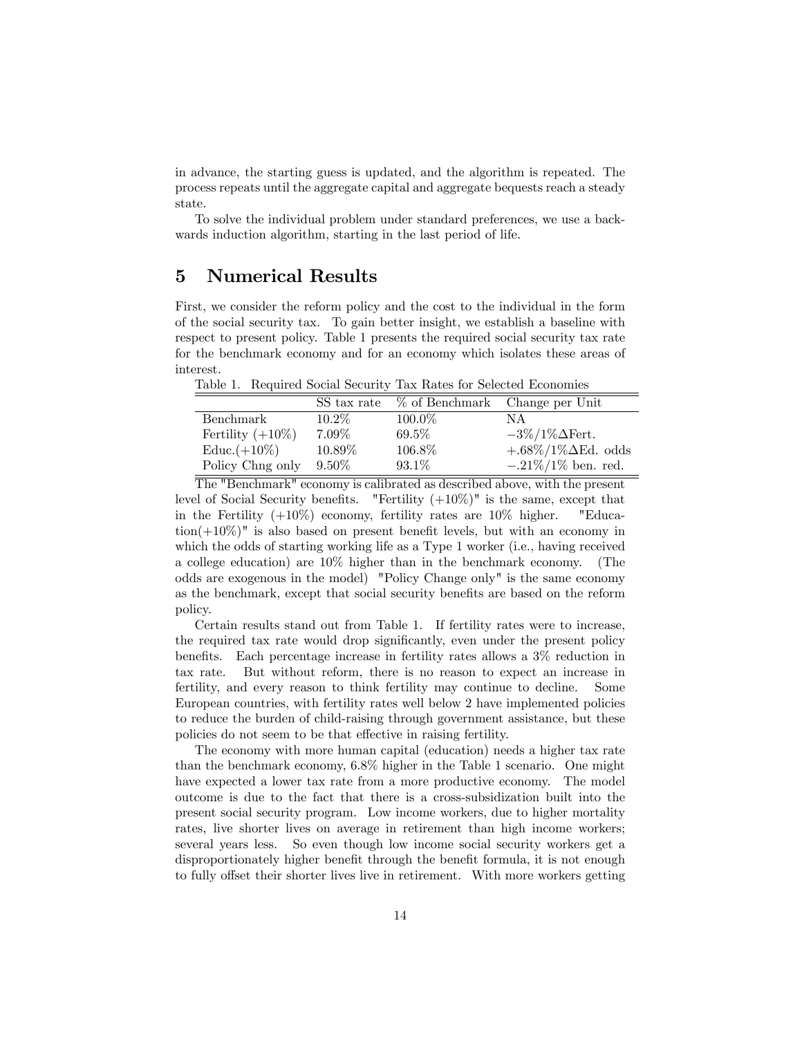in advance, the starting guess is updated, and the algorithm is repeated. The process repeats until the aggregate capital and aggregate bequests reach a steady state.

To solve the individual problem under standard preferences, we use a backwards induction algorithm, starting in the last period of life.

# 5 Numerical Results

First, we consider the reform policy and the cost to the individual in the form of the social security tax. To gain better insight, we establish a baseline with respect to present policy. Table 1 presents the required social security tax rate for the benchmark economy and for an economy which isolates these areas of interest.

Table 1. Required Social Security Tax Rates for Selected Economies

| | SS tax rate | % of Benchmark | Change per Unit |
|---|---|---|---|
| Benchmark | 10.2% | 100.0% | NA |
| Fertility (+10%) | 7.09% | 69.5% | $-3\%/1\%\Delta$Fert. |
| Educ.(+10%) | 10.89% | 106.8% | $+.68\%/1\%\Delta$Ed. odds |
| Policy Chng only | 9.50% | 93.1% | $-.21\%/1\%$ ben. red. |

The "Benchmark" economy is calibrated as described above, with the present level of Social Security benefits. "Fertility (+10%)" is the same, except that in the Fertility (+10%) economy, fertility rates are 10% higher. "Education(+10%)" is also based on present benefit levels, but with an economy in which the odds of starting working life as a Type 1 worker (i.e., having received a college education) are 10% higher than in the benchmark economy. (The odds are exogenous in the model) "Policy Change only" is the same economy as the benchmark, except that social security benefits are based on the reform policy.

Certain results stand out from Table 1. If fertility rates were to increase, the required tax rate would drop significantly, even under the present policy benefits. Each percentage increase in fertility rates allows a 3% reduction in tax rate. But without reform, there is no reason to expect an increase in fertility, and every reason to think fertility may continue to decline. Some European countries, with fertility rates well below 2 have implemented policies to reduce the burden of child-raising through government assistance, but these policies do not seem to be that effective in raising fertility.

The economy with more human capital (education) needs a higher tax rate than the benchmark economy, 6.8% higher in the Table 1 scenario. One might have expected a lower tax rate from a more productive economy. The model outcome is due to the fact that there is a cross-subsidization built into the present social security program. Low income workers, due to higher mortality rates, live shorter lives on average in retirement than high income workers; several years less. So even though low income social security workers get a disproportionately higher benefit through the benefit formula, it is not enough to fully offset their shorter lives live in retirement. With more workers getting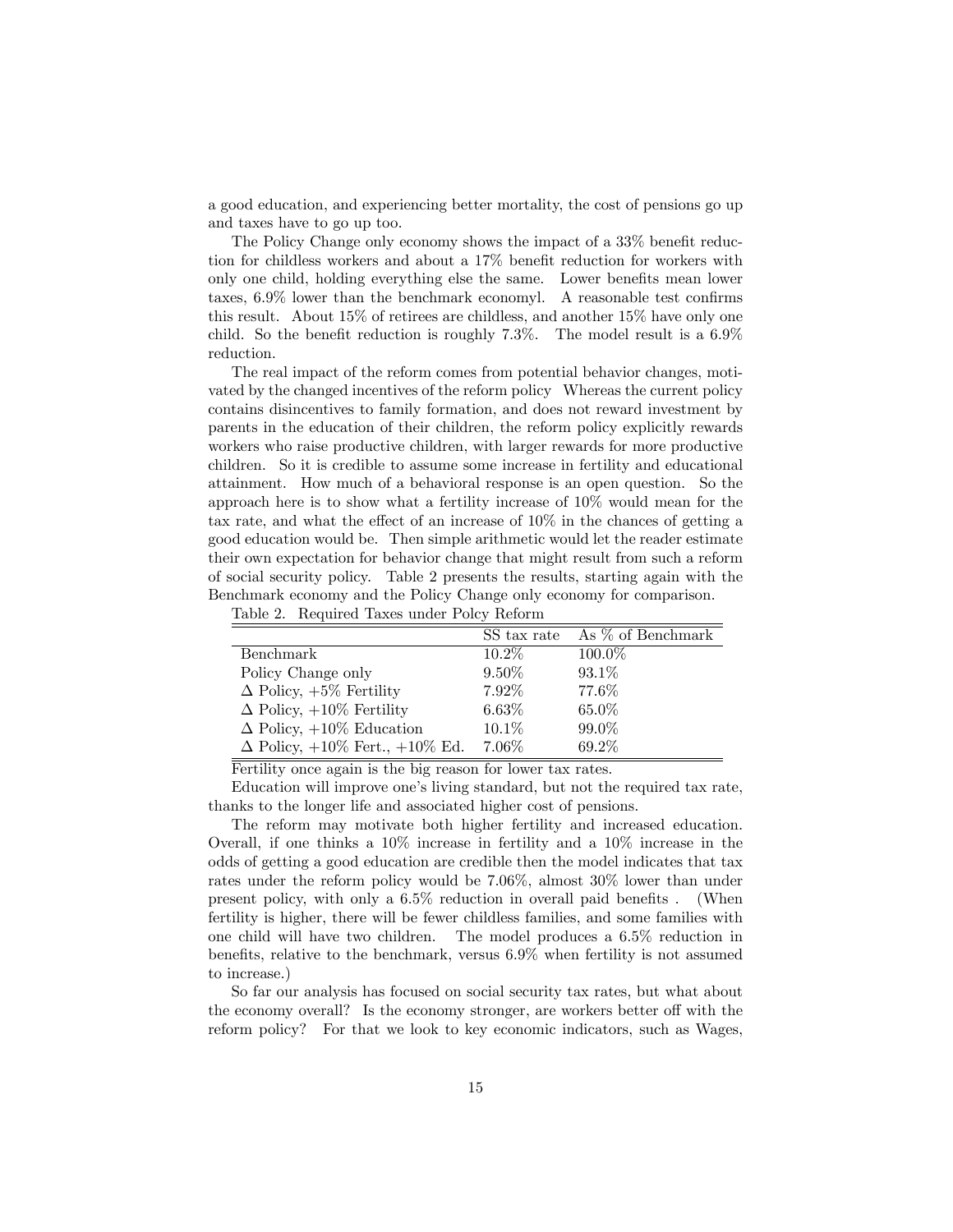a good education, and experiencing better mortality, the cost of pensions go up and taxes have to go up too.

The Policy Change only economy shows the impact of a 33% benefit reduction for childless workers and about a 17% benefit reduction for workers with only one child, holding everything else the same. Lower benefits mean lower taxes, 6.9% lower than the benchmark economyl. A reasonable test confirms this result. About 15% of retirees are childless, and another 15% have only one child. So the benefit reduction is roughly 7.3%. The model result is a 6.9% reduction.

The real impact of the reform comes from potential behavior changes, motivated by the changed incentives of the reform policy Whereas the current policy contains disincentives to family formation, and does not reward investment by parents in the education of their children, the reform policy explicitly rewards workers who raise productive children, with larger rewards for more productive children. So it is credible to assume some increase in fertility and educational attainment. How much of a behavioral response is an open question. So the approach here is to show what a fertility increase of 10% would mean for the tax rate, and what the effect of an increase of 10% in the chances of getting a good education would be. Then simple arithmetic would let the reader estimate their own expectation for behavior change that might result from such a reform of social security policy. Table 2 presents the results, starting again with the Benchmark economy and the Policy Change only economy for comparison.

Table 2. Required Taxes under Polcy Reform

| | SS tax rate | As % of Benchmark |
|---|---|---|
| Benchmark | 10.2% | 100.0% |
| Policy Change only | 9.50% | 93.1% |
| $\Delta$ Policy, +5% Fertility | 7.92% | 77.6% |
| $\Delta$ Policy, +10% Fertility | 6.63% | 65.0% |
| $\Delta$ Policy, +10% Education | 10.1% | 99.0% |
| $\Delta$ Policy, +10% Fert., +10% Ed. | 7.06% | 69.2% |

Fertility once again is the big reason for lower tax rates.

Education will improve one's living standard, but not the required tax rate, thanks to the longer life and associated higher cost of pensions.

The reform may motivate both higher fertility and increased education. Overall, if one thinks a 10% increase in fertility and a 10% increase in the odds of getting a good education are credible then the model indicates that tax rates under the reform policy would be 7.06%, almost 30% lower than under present policy, with only a 6.5% reduction in overall paid benefits . (When fertility is higher, there will be fewer childless families, and some families with one child will have two children. The model produces a 6.5% reduction in benefits, relative to the benchmark, versus 6.9% when fertility is not assumed to increase.)

So far our analysis has focused on social security tax rates, but what about the economy overall? Is the economy stronger, are workers better off with the reform policy? For that we look to key economic indicators, such as Wages,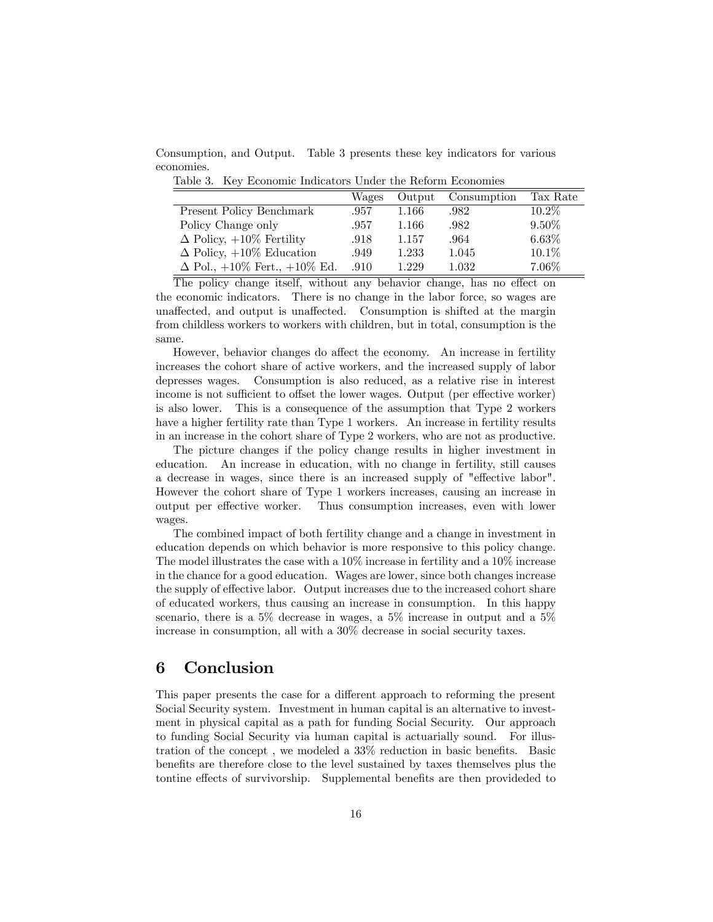Consumption, and Output. Table 3 presents these key indicators for various economies.

Table 3. Key Economic Indicators Under the Reform Economies

| | Wages | Output | Consumption | Tax Rate |
|---|---|---|---|---|
| Present Policy Benchmark | .957 | 1.166 | .982 | 10.2% |
| Policy Change only | .957 | 1.166 | .982 | 9.50% |
| $\Delta$ Policy, +10% Fertility | .918 | 1.157 | .964 | 6.63% |
| $\Delta$ Policy, +10% Education | .949 | 1.233 | 1.045 | 10.1% |
| $\Delta$ Pol., +10% Fert., +10% Ed. | .910 | 1.229 | 1.032 | 7.06% |

The policy change itself, without any behavior change, has no effect on the economic indicators. There is no change in the labor force, so wages are unaffected, and output is unaffected. Consumption is shifted at the margin from childless workers to workers with children, but in total, consumption is the same.

However, behavior changes do affect the economy. An increase in fertility increases the cohort share of active workers, and the increased supply of labor depresses wages. Consumption is also reduced, as a relative rise in interest income is not sufficient to offset the lower wages. Output (per effective worker) is also lower. This is a consequence of the assumption that Type 2 workers have a higher fertility rate than Type 1 workers. An increase in fertility results in an increase in the cohort share of Type 2 workers, who are not as productive.

The picture changes if the policy change results in higher investment in education. An increase in education, with no change in fertility, still causes a decrease in wages, since there is an increased supply of "effective labor". However the cohort share of Type 1 workers increases, causing an increase in output per effective worker. Thus consumption increases, even with lower wages.

The combined impact of both fertility change and a change in investment in education depends on which behavior is more responsive to this policy change. The model illustrates the case with a 10% increase in fertility and a 10% increase in the chance for a good education. Wages are lower, since both changes increase the supply of effective labor. Output increases due to the increased cohort share of educated workers, thus causing an increase in consumption. In this happy scenario, there is a 5% decrease in wages, a 5% increase in output and a 5% increase in consumption, all with a 30% decrease in social security taxes.

# 6 Conclusion

This paper presents the case for a different approach to reforming the present Social Security system. Investment in human capital is an alternative to investment in physical capital as a path for funding Social Security. Our approach to funding Social Security via human capital is actuarially sound. For illustration of the concept , we modeled a 33% reduction in basic benefits. Basic benefits are therefore close to the level sustained by taxes themselves plus the tontine effects of survivorship. Supplemental benefits are then provideded to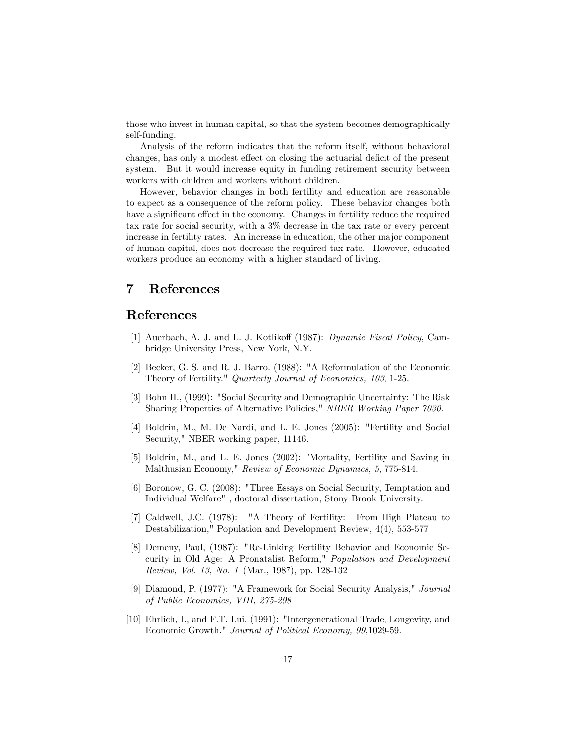those who invest in human capital, so that the system becomes demographically self-funding.

Analysis of the reform indicates that the reform itself, without behavioral changes, has only a modest effect on closing the actuarial deficit of the present system. But it would increase equity in funding retirement security between workers with children and workers without children.

However, behavior changes in both fertility and education are reasonable to expect as a consequence of the reform policy. These behavior changes both have a significant effect in the economy. Changes in fertility reduce the required tax rate for social security, with a 3% decrease in the tax rate or every percent increase in fertility rates. An increase in education, the other major component of human capital, does not decrease the required tax rate. However, educated workers produce an economy with a higher standard of living.

# 7 References

# References

[1] Auerbach, A. J. and L. J. Kotlikoff (1987): *Dynamic Fiscal Policy*, Cambridge University Press, New York, N.Y.

[2] Becker, G. S. and R. J. Barro. (1988): "A Reformulation of the Economic Theory of Fertility." *Quarterly Journal of Economics, 103*, 1-25.

[3] Bohn H., (1999): "Social Security and Demographic Uncertainty: The Risk Sharing Properties of Alternative Policies," *NBER Working Paper 7030*.

[4] Boldrin, M., M. De Nardi, and L. E. Jones (2005): "Fertility and Social Security," NBER working paper, 11146.

[5] Boldrin, M., and L. E. Jones (2002): 'Mortality, Fertility and Saving in Malthusian Economy," *Review of Economic Dynamics*, *5*, 775-814.

[6] Boronow, G. C. (2008): "Three Essays on Social Security, Temptation and Individual Welfare" , doctoral dissertation, Stony Brook University.

[7] Caldwell, J.C. (1978): "A Theory of Fertility: From High Plateau to Destabilization," Population and Development Review, 4(4), 553-577

[8] Demeny, Paul, (1987): "Re-Linking Fertility Behavior and Economic Security in Old Age: A Pronatalist Reform," *Population and Development Review, Vol. 13, No. 1* (Mar., 1987), pp. 128-132

[9] Diamond, P. (1977): "A Framework for Social Security Analysis," *Journal of Public Economics, VIII, 275-298*

[10] Ehrlich, I., and F.T. Lui. (1991): "Intergenerational Trade, Longevity, and Economic Growth." *Journal of Political Economy, 99*,1029-59.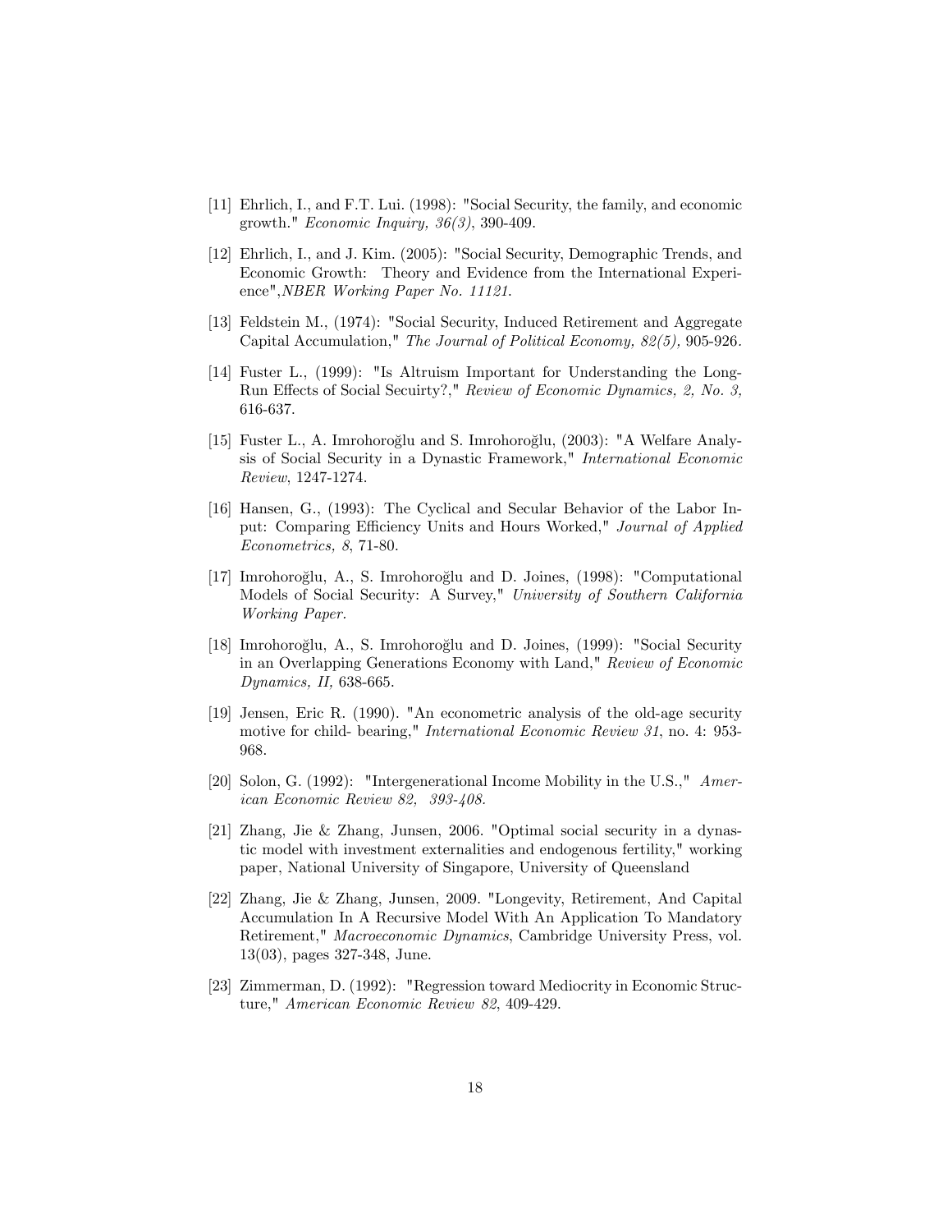[11] Ehrlich, I., and F.T. Lui. (1998): "Social Security, the family, and economic growth." *Economic Inquiry, 36(3)*, 390-409.

[12] Ehrlich, I., and J. Kim. (2005): "Social Security, Demographic Trends, and Economic Growth: Theory and Evidence from the International Experience",*NBER Working Paper No. 11121.*

[13] Feldstein M., (1974): "Social Security, Induced Retirement and Aggregate Capital Accumulation," *The Journal of Political Economy, 82(5),* 905-926.

[14] Fuster L., (1999): "Is Altruism Important for Understanding the Long-Run Effects of Social Secuirty?," *Review of Economic Dynamics, 2, No. 3,* 616-637.

[15] Fuster L., A. Imrohoroğlu and S. Imrohoroğlu, (2003): "A Welfare Analysis of Social Security in a Dynastic Framework," *International Economic Review*, 1247-1274.

[16] Hansen, G., (1993): The Cyclical and Secular Behavior of the Labor Input: Comparing Efficiency Units and Hours Worked," *Journal of Applied Econometrics, 8*, 71-80.

[17] Imrohoroğlu, A., S. Imrohoroğlu and D. Joines, (1998): "Computational Models of Social Security: A Survey," *University of Southern California Working Paper.*

[18] Imrohoroğlu, A., S. Imrohoroğlu and D. Joines, (1999): "Social Security in an Overlapping Generations Economy with Land," *Review of Economic Dynamics, II,* 638-665.

[19] Jensen, Eric R. (1990). "An econometric analysis of the old-age security motive for child- bearing," *International Economic Review 31*, no. 4: 953-968.

[20] Solon, G. (1992): "Intergenerational Income Mobility in the U.S.," *American Economic Review 82, 393-408.*

[21] Zhang, Jie & Zhang, Junsen, 2006. "Optimal social security in a dynastic model with investment externalities and endogenous fertility," working paper, National University of Singapore, University of Queensland

[22] Zhang, Jie & Zhang, Junsen, 2009. "Longevity, Retirement, And Capital Accumulation In A Recursive Model With An Application To Mandatory Retirement," *Macroeconomic Dynamics*, Cambridge University Press, vol. 13(03), pages 327-348, June.

[23] Zimmerman, D. (1992): "Regression toward Mediocrity in Economic Structure," *American Economic Review 82*, 409-429.